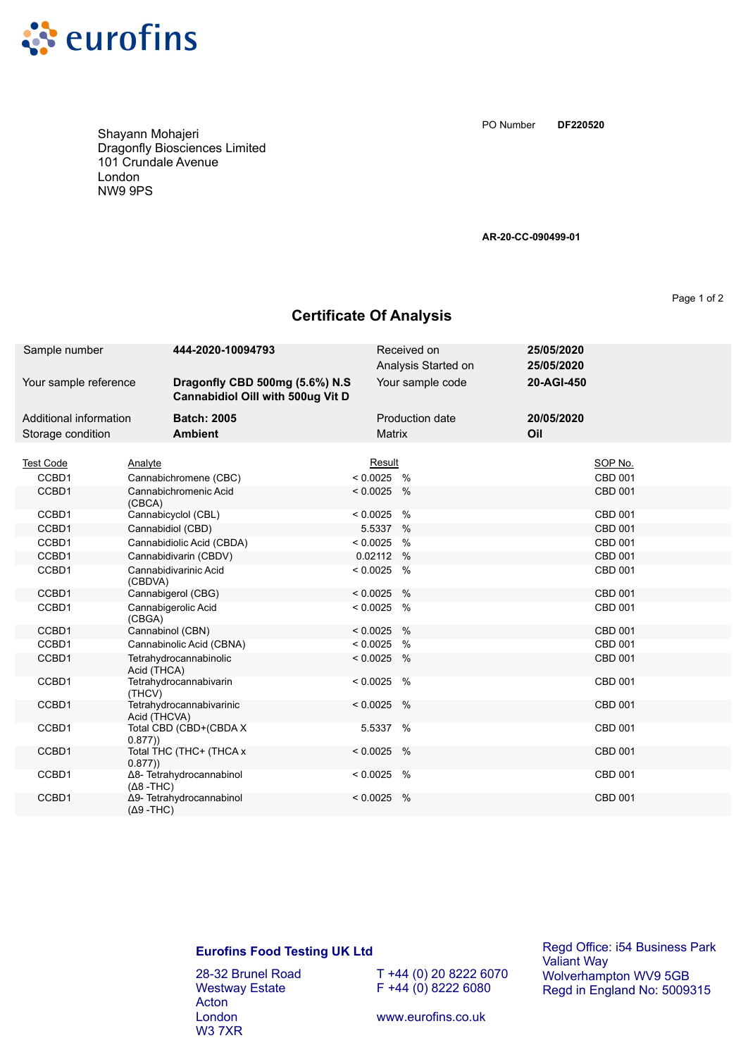eurofins

Shayann Mohajeri
Dragonfly Biosciences Limited
101 Crundale Avenue
London
NW9 9PS

PO Number **DF220520**

**AR-20-CC-090499-01**

# Certificate Of Analysis

| | | | |
|---|---|---|---|
| Sample number | **444-2020-10094793** | Received on | **25/05/2020** |
| | | Analysis Started on | **25/05/2020** |
| Your sample reference | **Dragonfly CBD 500mg (5.6%) N.S Cannabidiol Oill with 500ug Vit D** | Your sample code | **20-AGI-450** |
| Additional information | **Batch: 2005** | Production date | **20/05/2020** |
| Storage condition | **Ambient** | Matrix | **Oil** |

| Test Code | Analyte | Result | | SOP No. |
|---|---|---|---|---|
| CCBD1 | Cannabichromene (CBC) | < 0.0025 | % | CBD 001 |
| CCBD1 | Cannabichromenic Acid (CBCA) | < 0.0025 | % | CBD 001 |
| CCBD1 | Cannabicyclol (CBL) | < 0.0025 | % | CBD 001 |
| CCBD1 | Cannabidiol (CBD) | 5.5337 | % | CBD 001 |
| CCBD1 | Cannabidiolic Acid (CBDA) | < 0.0025 | % | CBD 001 |
| CCBD1 | Cannabidivarin (CBDV) | 0.02112 | % | CBD 001 |
| CCBD1 | Cannabidivarinic Acid (CBDVA) | < 0.0025 | % | CBD 001 |
| CCBD1 | Cannabigerol (CBG) | < 0.0025 | % | CBD 001 |
| CCBD1 | Cannabigerolic Acid (CBGA) | < 0.0025 | % | CBD 001 |
| CCBD1 | Cannabinol (CBN) | < 0.0025 | % | CBD 001 |
| CCBD1 | Cannabinolic Acid (CBNA) | < 0.0025 | % | CBD 001 |
| CCBD1 | Tetrahydrocannabinolic Acid (THCA) | < 0.0025 | % | CBD 001 |
| CCBD1 | Tetrahydrocannabivarin (THCV) | < 0.0025 | % | CBD 001 |
| CCBD1 | Tetrahydrocannabivarinic Acid (THCVA) | < 0.0025 | % | CBD 001 |
| CCBD1 | Total CBD (CBD+(CBDA X 0.877)) | 5.5337 | % | CBD 001 |
| CCBD1 | Total THC (THC+ (THCA x 0.877)) | < 0.0025 | % | CBD 001 |
| CCBD1 | Δ8- Tetrahydrocannabinol (Δ8 -THC) | < 0.0025 | % | CBD 001 |
| CCBD1 | Δ9- Tetrahydrocannabinol (Δ9 -THC) | < 0.0025 | % | CBD 001 |

**Eurofins Food Testing UK Ltd**

28-32 Brunel Road
Westway Estate
Acton
London
W3 7XR

T +44 (0) 20 8222 6070
F +44 (0) 8222 6080

www.eurofins.co.uk

Regd Office: i54 Business Park
Valiant Way
Wolverhampton WV9 5GB
Regd in England No: 5009315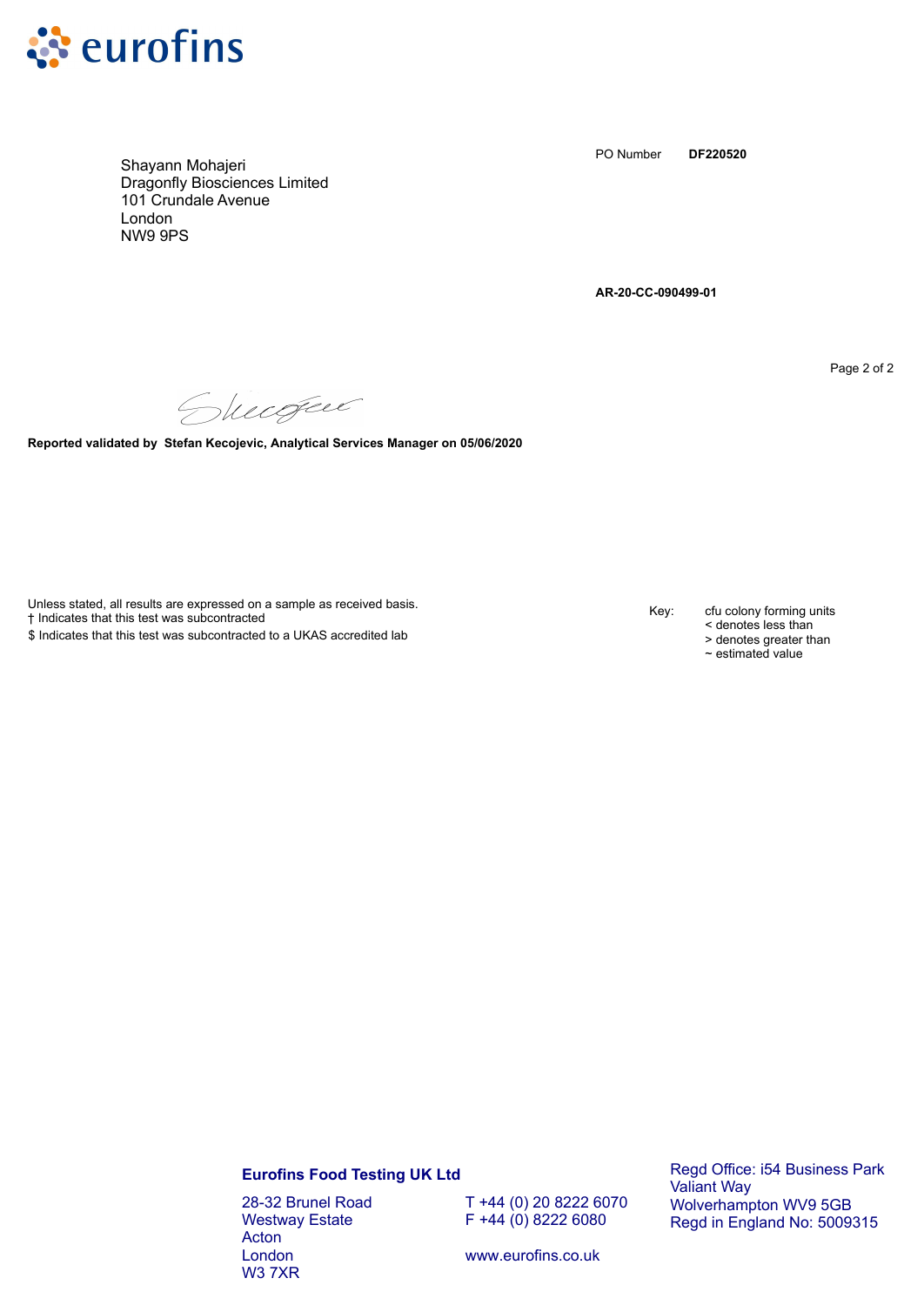Shayann Mohajeri
Dragonfly Biosciences Limited
101 Crundale Avenue
London
NW9 9PS

PO Number **DF220520**

**AR-20-CC-090499-01**

**Reported validated by Stefan Kecojevic, Analytical Services Manager on 05/06/2020**

Unless stated, all results are expressed on a sample as received basis.
† Indicates that this test was subcontracted
$ Indicates that this test was subcontracted to a UKAS accredited lab

Key:
cfu colony forming units
< denotes less than
> denotes greater than
~ estimated value

**Eurofins Food Testing UK Ltd**

28-32 Brunel Road
Westway Estate
Acton
London
W3 7XR

T +44 (0) 20 8222 6070
F +44 (0) 8222 6080

www.eurofins.co.uk

Regd Office: i54 Business Park
Valiant Way
Wolverhampton WV9 5GB
Regd in England No: 5009315